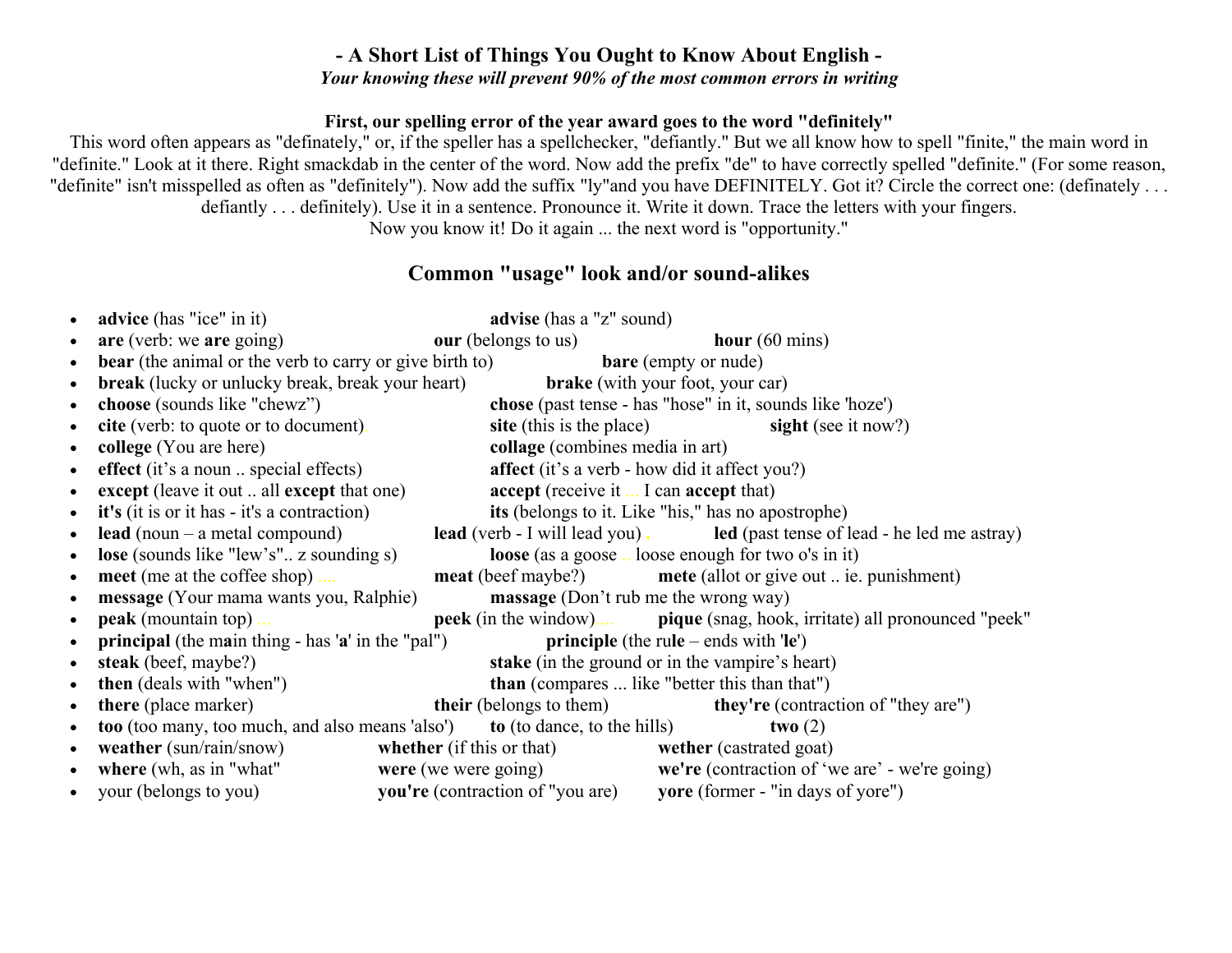# - A Short List of Things You Ought to Know About English -

***Your knowing these will prevent 90% of the most common errors in writing***

**First, our spelling error of the year award goes to the word "definitely"**

This word often appears as "definately," or, if the speller has a spellchecker, "defiantly." But we all know how to spell "finite," the main word in "definite." Look at it there. Right smackdab in the center of the word. Now add the prefix "de" to have correctly spelled "definite." (For some reason, "definite" isn't misspelled as often as "definitely"). Now add the suffix "ly"and you have DEFINITELY. Got it? Circle the correct one: (definately . . . defiantly . . . definitely). Use it in a sentence. Pronounce it. Write it down. Trace the letters with your fingers.
Now you know it! Do it again ... the next word is "opportunity."

## Common "usage" look and/or sound-alikes

- **advice** (has "ice" in it) **advise** (has a "z" sound)
- **are** (verb: we **are** going) **our** (belongs to us) **hour** (60 mins)
- **bear** (the animal or the verb to carry or give birth to) **bare** (empty or nude)
- **break** (lucky or unlucky break, break your heart) **brake** (with your foot, your car)
- **choose** (sounds like "chewz") **chose** (past tense - has "hose" in it, sounds like 'hoze')
- **cite** (verb: to quote or to document). **site** (this is the place) **sight** (see it now?)
- **college** (You are here) **collage** (combines media in art)
- **effect** (it's a noun .. special effects) **affect** (it's a verb - how did it affect you?)
- **except** (leave it out .. all **except** that one) **accept** (receive it .... I can **accept** that)
- **it's** (it is or it has - it's a contraction) **its** (belongs to it. Like "his," has no apostrophe)
- **lead** (noun – a metal compound) **lead** (verb - I will lead you) . **led** (past tense of lead - he led me astray)
- **lose** (sounds like "lew's".. z sounding s) **loose** (as a goose .. loose enough for two o's in it)
- **meet** (me at the coffee shop) .... **meat** (beef maybe?) **mete** (allot or give out .. ie. punishment)
- **message** (Your mama wants you, Ralphie) **massage** (Don't rub me the wrong way)
- **peak** (mountain top) ... **peek** (in the window).... **pique** (snag, hook, irritate) all pronounced "peek"
- **principal** (the m**a**in thing - has '**a**' in the "pal") **principle** (the ru**le** – ends with '**le**')
- **steak** (beef, maybe?) **stake** (in the ground or in the vampire's heart)
- **then** (deals with "when") **than** (compares ... like "better this than that")
- **there** (place marker) **their** (belongs to them) **they're** (contraction of "they are")
- **too** (too many, too much, and also means 'also') **to** (to dance, to the hills) **two** (2)
- **weather** (sun/rain/snow) **whether** (if this or that) **wether** (castrated goat)
- **where** (wh, as in "what" **were** (we were going) **we're** (contraction of 'we are' - we're going)
- your (belongs to you) **you're** (contraction of "you are) **yore** (former - "in days of yore")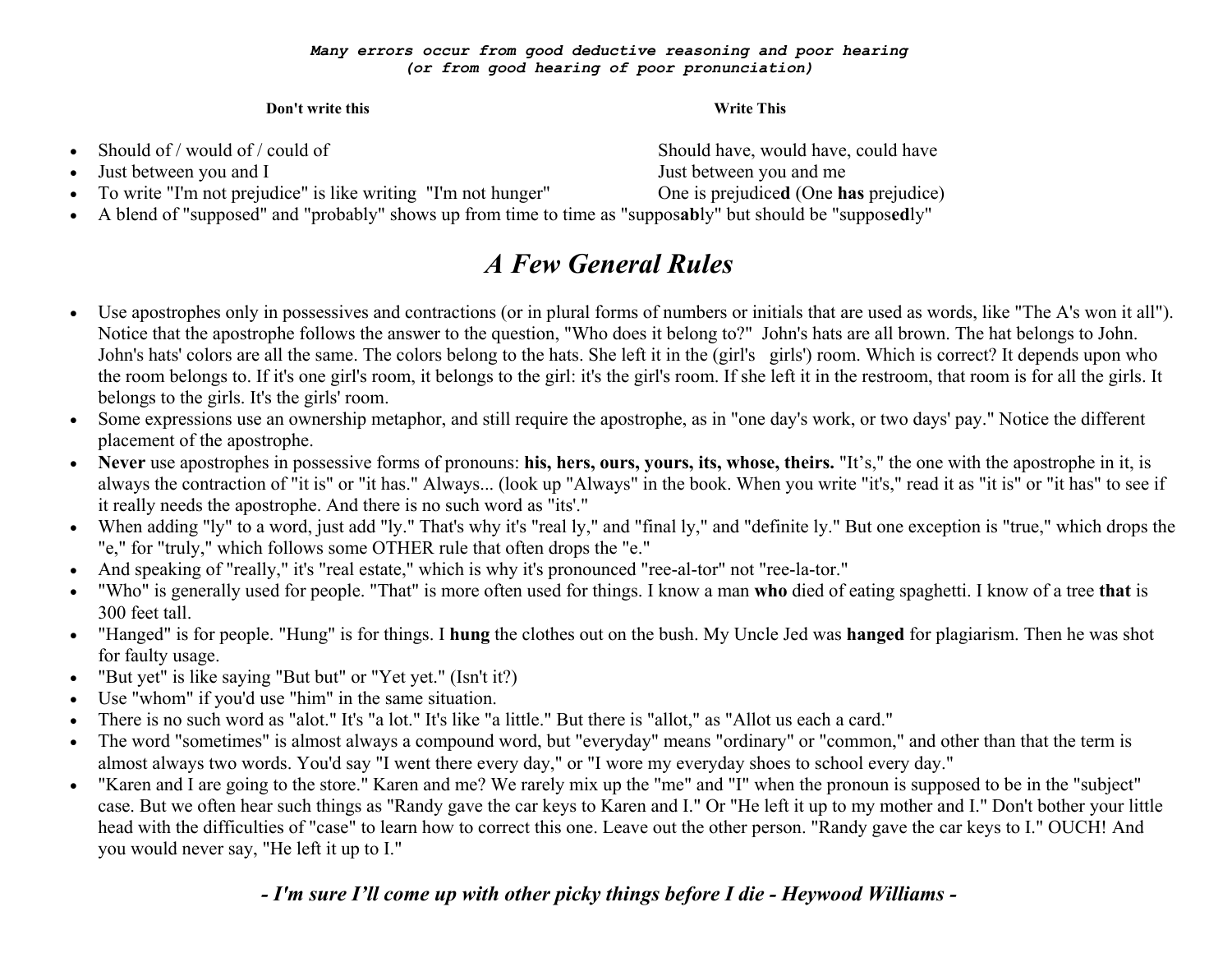***Many errors occur from good deductive reasoning and poor hearing (or from good hearing of poor pronunciation)***

| Don't write this | Write This |
| --- | --- |
| Should of / would of / could of | Should have, would have, could have |
| Just between you and I | Just between you and me |
| To write "I'm not prejudice" is like writing "I'm not hunger" | One is prejudice**d** (One **has** prejudice) |

- A blend of "supposed" and "probably" shows up from time to time as "suppos**ab**ly" but should be "suppos**ed**ly"

# *A Few General Rules*

- Use apostrophes only in possessives and contractions (or in plural forms of numbers or initials that are used as words, like "The A's won it all"). Notice that the apostrophe follows the answer to the question, "Who does it belong to?" John's hats are all brown. The hat belongs to John. John's hats' colors are all the same. The colors belong to the hats. She left it in the (girl's girls') room. Which is correct? It depends upon who the room belongs to. If it's one girl's room, it belongs to the girl: it's the girl's room. If she left it in the restroom, that room is for all the girls. It belongs to the girls. It's the girls' room.
- Some expressions use an ownership metaphor, and still require the apostrophe, as in "one day's work, or two days' pay." Notice the different placement of the apostrophe.
- **Never** use apostrophes in possessive forms of pronouns: **his, hers, ours, yours, its, whose, theirs.** "It's," the one with the apostrophe in it, is always the contraction of "it is" or "it has." Always... (look up "Always" in the book. When you write "it's," read it as "it is" or "it has" to see if it really needs the apostrophe. And there is no such word as "its'."
- When adding "ly" to a word, just add "ly." That's why it's "real ly," and "final ly," and "definite ly." But one exception is "true," which drops the "e," for "truly," which follows some OTHER rule that often drops the "e."
- And speaking of "really," it's "real estate," which is why it's pronounced "ree-al-tor" not "ree-la-tor."
- "Who" is generally used for people. "That" is more often used for things. I know a man **who** died of eating spaghetti. I know of a tree **that** is 300 feet tall.
- "Hanged" is for people. "Hung" is for things. I **hung** the clothes out on the bush. My Uncle Jed was **hanged** for plagiarism. Then he was shot for faulty usage.
- "But yet" is like saying "But but" or "Yet yet." (Isn't it?)
- Use "whom" if you'd use "him" in the same situation.
- There is no such word as "alot." It's "a lot." It's like "a little." But there is "allot," as "Allot us each a card."
- The word "sometimes" is almost always a compound word, but "everyday" means "ordinary" or "common," and other than that the term is almost always two words. You'd say "I went there every day," or "I wore my everyday shoes to school every day."
- "Karen and I are going to the store." Karen and me? We rarely mix up the "me" and "I" when the pronoun is supposed to be in the "subject" case. But we often hear such things as "Randy gave the car keys to Karen and I." Or "He left it up to my mother and I." Don't bother your little head with the difficulties of "case" to learn how to correct this one. Leave out the other person. "Randy gave the car keys to I." OUCH! And you would never say, "He left it up to I."

***- I'm sure I'll come up with other picky things before I die - Heywood Williams -***